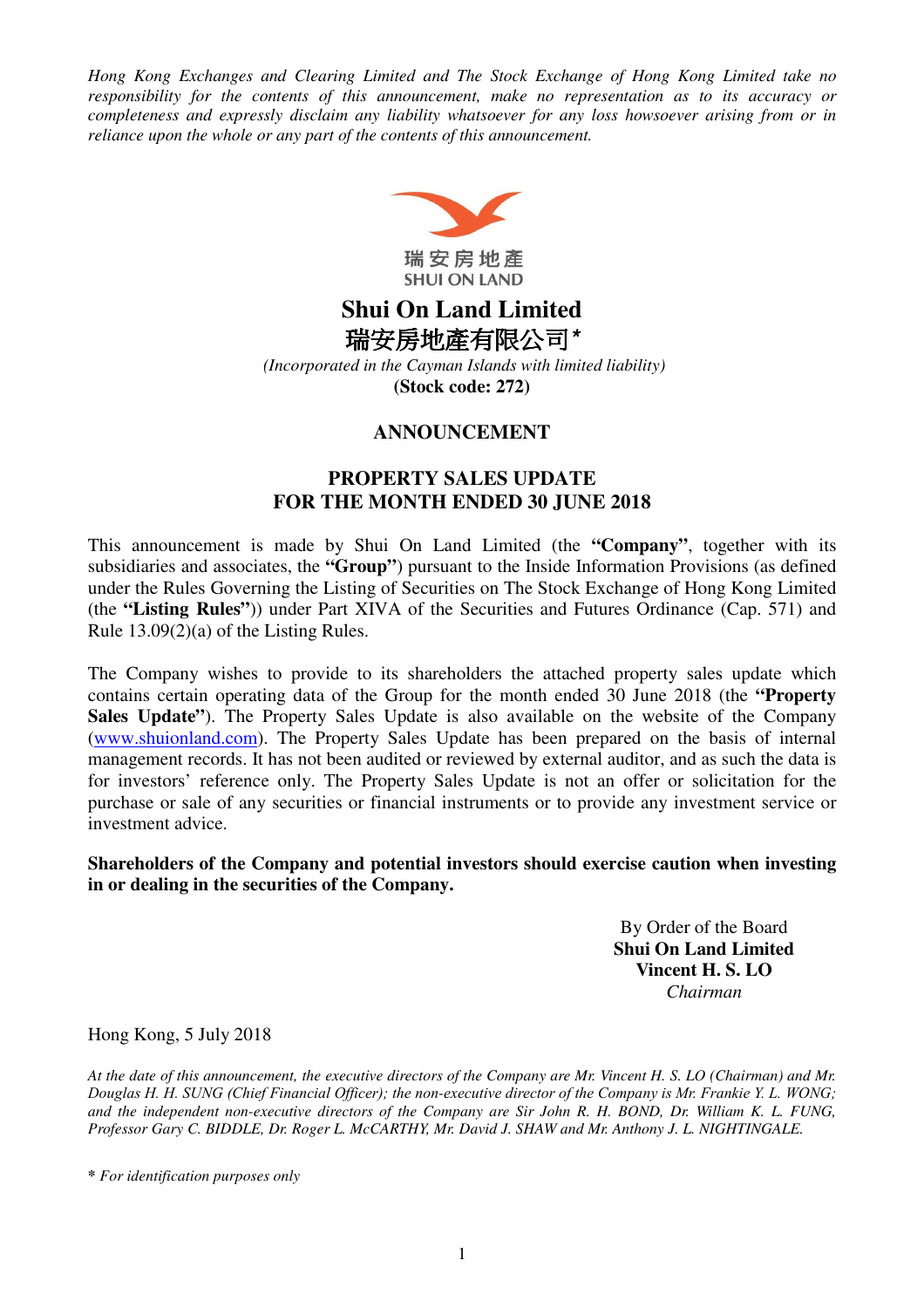*Hong Kong Exchanges and Clearing Limited and The Stock Exchange of Hong Kong Limited take no responsibility for the contents of this announcement, make no representation as to its accuracy or completeness and expressly disclaim any liability whatsoever for any loss howsoever arising from or in reliance upon the whole or any part of the contents of this announcement.*

瑞安房地產
SHUI ON LAND

# Shui On Land Limited
# 瑞安房地產有限公司*

*(Incorporated in the Cayman Islands with limited liability)*
**(Stock code: 272)**

## ANNOUNCEMENT

## PROPERTY SALES UPDATE FOR THE MONTH ENDED 30 JUNE 2018

This announcement is made by Shui On Land Limited (the **"Company"**, together with its subsidiaries and associates, the **"Group"**) pursuant to the Inside Information Provisions (as defined under the Rules Governing the Listing of Securities on The Stock Exchange of Hong Kong Limited (the **"Listing Rules"**)) under Part XIVA of the Securities and Futures Ordinance (Cap. 571) and Rule 13.09(2)(a) of the Listing Rules.

The Company wishes to provide to its shareholders the attached property sales update which contains certain operating data of the Group for the month ended 30 June 2018 (the **"Property Sales Update"**). The Property Sales Update is also available on the website of the Company (www.shuionland.com). The Property Sales Update has been prepared on the basis of internal management records. It has not been audited or reviewed by external auditor, and as such the data is for investors' reference only. The Property Sales Update is not an offer or solicitation for the purchase or sale of any securities or financial instruments or to provide any investment service or investment advice.

**Shareholders of the Company and potential investors should exercise caution when investing in or dealing in the securities of the Company.**

By Order of the Board
**Shui On Land Limited**
**Vincent H. S. LO**
*Chairman*

Hong Kong, 5 July 2018

*At the date of this announcement, the executive directors of the Company are Mr. Vincent H. S. LO (Chairman) and Mr. Douglas H. H. SUNG (Chief Financial Officer); the non-executive director of the Company is Mr. Frankie Y. L. WONG; and the independent non-executive directors of the Company are Sir John R. H. BOND, Dr. William K. L. FUNG, Professor Gary C. BIDDLE, Dr. Roger L. McCARTHY, Mr. David J. SHAW and Mr. Anthony J. L. NIGHTINGALE.*

\* *For identification purposes only*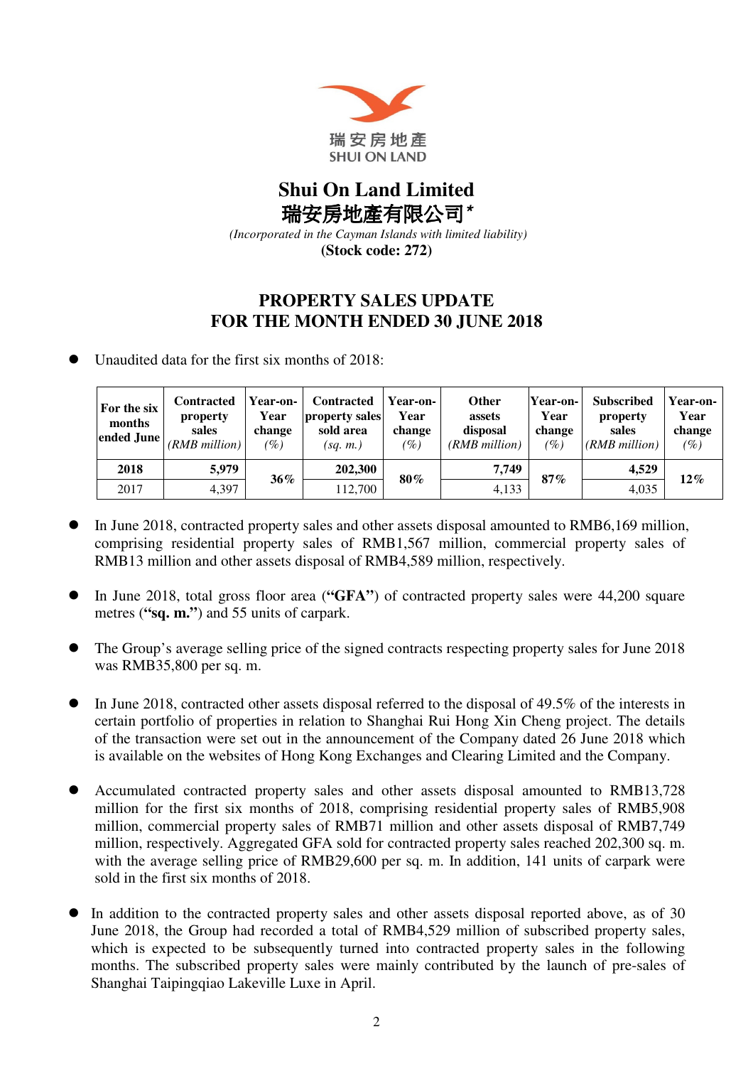瑞安房地產
SHUI ON LAND

# Shui On Land Limited
# 瑞安房地產有限公司*

*(Incorporated in the Cayman Islands with limited liability)*
**(Stock code: 272)**

## PROPERTY SALES UPDATE
## FOR THE MONTH ENDED 30 JUNE 2018

- Unaudited data for the first six months of 2018:

| For the six months ended June | Contracted property sales *(RMB million)* | Year-on-Year change *(%)* | Contracted property sales sold area *(sq. m.)* | Year-on-Year change *(%)* | Other assets disposal *(RMB million)* | Year-on-Year change *(%)* | Subscribed property sales *(RMB million)* | Year-on-Year change *(%)* |
|---|---|---|---|---|---|---|---|---|
| **2018** | **5,979** | **36%** | **202,300** | **80%** | **7,749** | **87%** | **4,529** | **12%** |
| 2017 | 4,397 | | 112,700 | | 4,133 | | 4,035 | |

- In June 2018, contracted property sales and other assets disposal amounted to RMB6,169 million, comprising residential property sales of RMB1,567 million, commercial property sales of RMB13 million and other assets disposal of RMB4,589 million, respectively.

- In June 2018, total gross floor area (**"GFA"**) of contracted property sales were 44,200 square metres (**"sq. m."**) and 55 units of carpark.

- The Group's average selling price of the signed contracts respecting property sales for June 2018 was RMB35,800 per sq. m.

- In June 2018, contracted other assets disposal referred to the disposal of 49.5% of the interests in certain portfolio of properties in relation to Shanghai Rui Hong Xin Cheng project. The details of the transaction were set out in the announcement of the Company dated 26 June 2018 which is available on the websites of Hong Kong Exchanges and Clearing Limited and the Company.

- Accumulated contracted property sales and other assets disposal amounted to RMB13,728 million for the first six months of 2018, comprising residential property sales of RMB5,908 million, commercial property sales of RMB71 million and other assets disposal of RMB7,749 million, respectively. Aggregated GFA sold for contracted property sales reached 202,300 sq. m. with the average selling price of RMB29,600 per sq. m. In addition, 141 units of carpark were sold in the first six months of 2018.

- In addition to the contracted property sales and other assets disposal reported above, as of 30 June 2018, the Group had recorded a total of RMB4,529 million of subscribed property sales, which is expected to be subsequently turned into contracted property sales in the following months. The subscribed property sales were mainly contributed by the launch of pre-sales of Shanghai Taipingqiao Lakeville Luxe in April.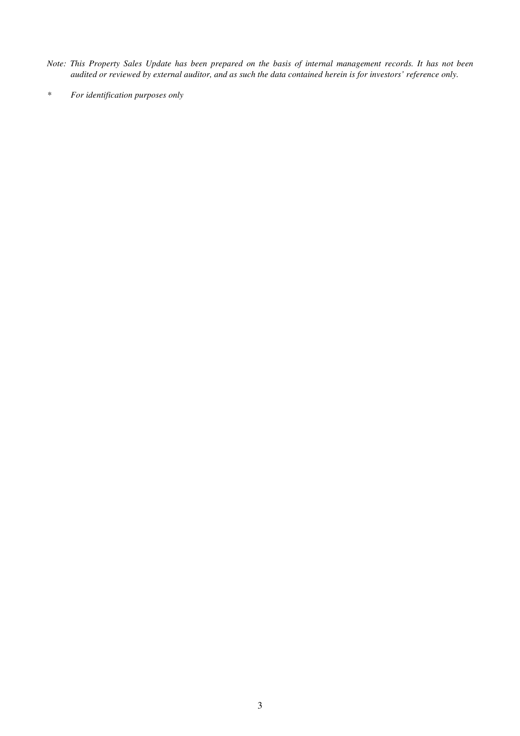*Note: This Property Sales Update has been prepared on the basis of internal management records. It has not been audited or reviewed by external auditor, and as such the data contained herein is for investors' reference only.*

\* *For identification purposes only*